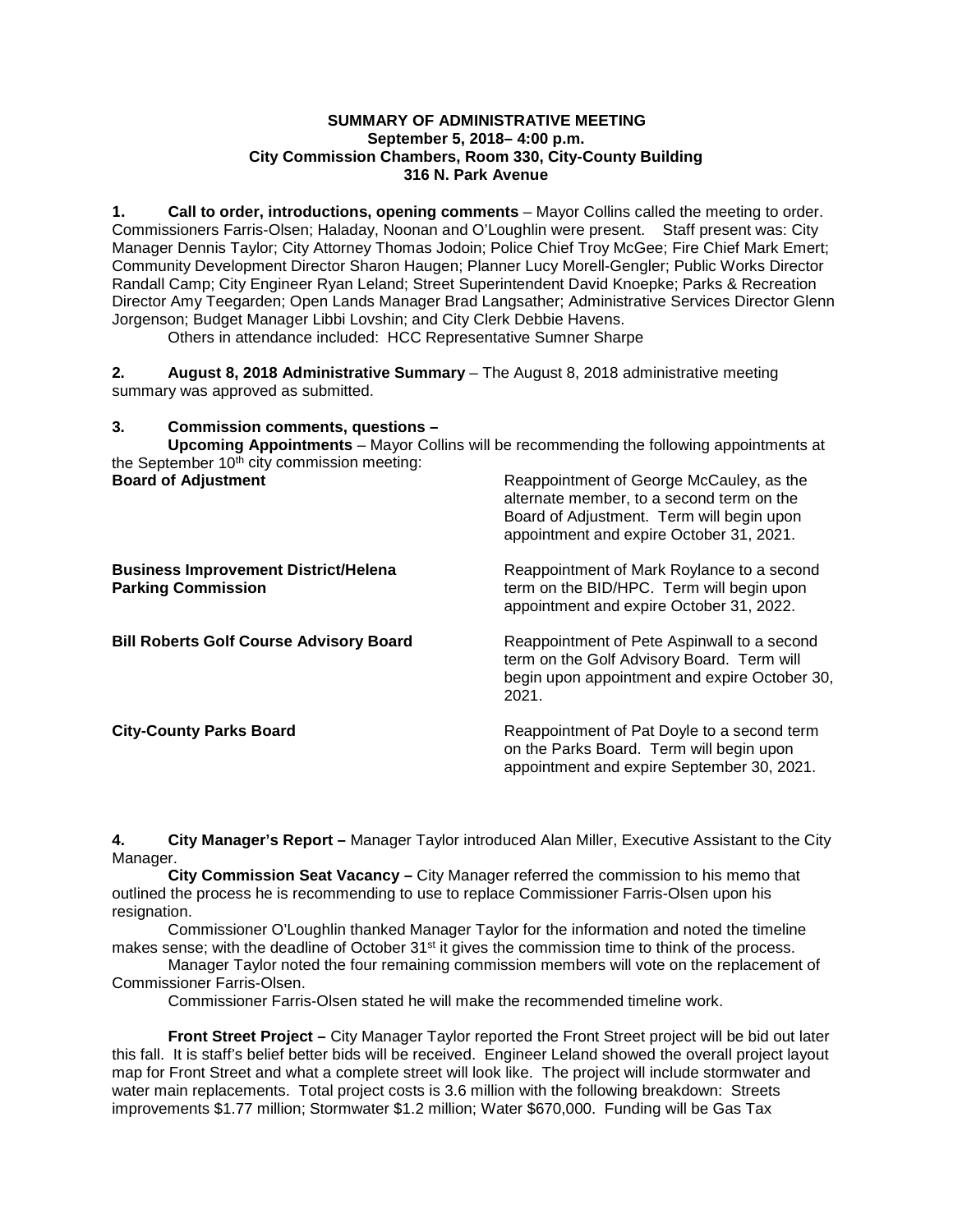**SUMMARY OF ADMINISTRATIVE MEETING**
**September 5, 2018– 4:00 p.m.**
**City Commission Chambers, Room 330, City-County Building**
**316 N. Park Avenue**

**1. Call to order, introductions, opening comments** – Mayor Collins called the meeting to order. Commissioners Farris-Olsen; Haladay, Noonan and O'Loughlin were present. Staff present was: City Manager Dennis Taylor; City Attorney Thomas Jodoin; Police Chief Troy McGee; Fire Chief Mark Emert; Community Development Director Sharon Haugen; Planner Lucy Morell-Gengler; Public Works Director Randall Camp; City Engineer Ryan Leland; Street Superintendent David Knoepke; Parks & Recreation Director Amy Teegarden; Open Lands Manager Brad Langsather; Administrative Services Director Glenn Jorgenson; Budget Manager Libbi Lovshin; and City Clerk Debbie Havens.

Others in attendance included: HCC Representative Sumner Sharpe

**2. August 8, 2018 Administrative Summary** – The August 8, 2018 administrative meeting summary was approved as submitted.

**3. Commission comments, questions –**

**Upcoming Appointments** – Mayor Collins will be recommending the following appointments at the September 10th city commission meeting:

**Board of Adjustment** – Reappointment of George McCauley, as the alternate member, to a second term on the Board of Adjustment. Term will begin upon appointment and expire October 31, 2021.

**Business Improvement District/Helena Parking Commission** – Reappointment of Mark Roylance to a second term on the BID/HPC. Term will begin upon appointment and expire October 31, 2022.

**Bill Roberts Golf Course Advisory Board** – Reappointment of Pete Aspinwall to a second term on the Golf Advisory Board. Term will begin upon appointment and expire October 30, 2021.

**City-County Parks Board** – Reappointment of Pat Doyle to a second term on the Parks Board. Term will begin upon appointment and expire September 30, 2021.

**4. City Manager's Report –** Manager Taylor introduced Alan Miller, Executive Assistant to the City Manager.

**City Commission Seat Vacancy –** City Manager referred the commission to his memo that outlined the process he is recommending to use to replace Commissioner Farris-Olsen upon his resignation.

Commissioner O'Loughlin thanked Manager Taylor for the information and noted the timeline makes sense; with the deadline of October 31st it gives the commission time to think of the process.

Manager Taylor noted the four remaining commission members will vote on the replacement of Commissioner Farris-Olsen.

Commissioner Farris-Olsen stated he will make the recommended timeline work.

**Front Street Project –** City Manager Taylor reported the Front Street project will be bid out later this fall. It is staff's belief better bids will be received. Engineer Leland showed the overall project layout map for Front Street and what a complete street will look like. The project will include stormwater and water main replacements. Total project costs is 3.6 million with the following breakdown: Streets improvements $1.77 million; Stormwater $1.2 million; Water $670,000. Funding will be Gas Tax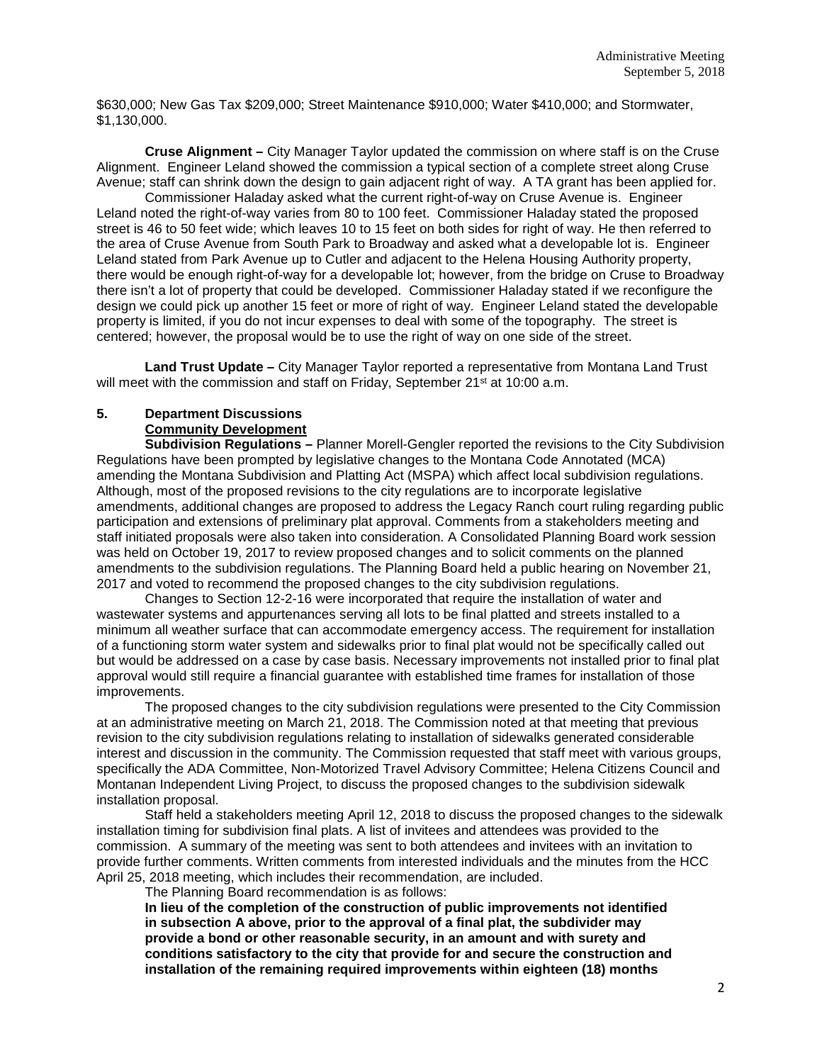$630,000; New Gas Tax $209,000; Street Maintenance $910,000; Water $410,000; and Stormwater, $1,130,000.

**Cruse Alignment –** City Manager Taylor updated the commission on where staff is on the Cruse Alignment. Engineer Leland showed the commission a typical section of a complete street along Cruse Avenue; staff can shrink down the design to gain adjacent right of way. A TA grant has been applied for.

Commissioner Haladay asked what the current right-of-way on Cruse Avenue is. Engineer Leland noted the right-of-way varies from 80 to 100 feet. Commissioner Haladay stated the proposed street is 46 to 50 feet wide; which leaves 10 to 15 feet on both sides for right of way. He then referred to the area of Cruse Avenue from South Park to Broadway and asked what a developable lot is. Engineer Leland stated from Park Avenue up to Cutler and adjacent to the Helena Housing Authority property, there would be enough right-of-way for a developable lot; however, from the bridge on Cruse to Broadway there isn't a lot of property that could be developed. Commissioner Haladay stated if we reconfigure the design we could pick up another 15 feet or more of right of way. Engineer Leland stated the developable property is limited, if you do not incur expenses to deal with some of the topography. The street is centered; however, the proposal would be to use the right of way on one side of the street.

**Land Trust Update –** City Manager Taylor reported a representative from Montana Land Trust will meet with the commission and staff on Friday, September 21st at 10:00 a.m.

## 5. Department Discussions

**Community Development**

**Subdivision Regulations –** Planner Morell-Gengler reported the revisions to the City Subdivision Regulations have been prompted by legislative changes to the Montana Code Annotated (MCA) amending the Montana Subdivision and Platting Act (MSPA) which affect local subdivision regulations. Although, most of the proposed revisions to the city regulations are to incorporate legislative amendments, additional changes are proposed to address the Legacy Ranch court ruling regarding public participation and extensions of preliminary plat approval. Comments from a stakeholders meeting and staff initiated proposals were also taken into consideration. A Consolidated Planning Board work session was held on October 19, 2017 to review proposed changes and to solicit comments on the planned amendments to the subdivision regulations. The Planning Board held a public hearing on November 21, 2017 and voted to recommend the proposed changes to the city subdivision regulations.

Changes to Section 12-2-16 were incorporated that require the installation of water and wastewater systems and appurtenances serving all lots to be final platted and streets installed to a minimum all weather surface that can accommodate emergency access. The requirement for installation of a functioning storm water system and sidewalks prior to final plat would not be specifically called out but would be addressed on a case by case basis. Necessary improvements not installed prior to final plat approval would still require a financial guarantee with established time frames for installation of those improvements.

The proposed changes to the city subdivision regulations were presented to the City Commission at an administrative meeting on March 21, 2018. The Commission noted at that meeting that previous revision to the city subdivision regulations relating to installation of sidewalks generated considerable interest and discussion in the community. The Commission requested that staff meet with various groups, specifically the ADA Committee, Non-Motorized Travel Advisory Committee; Helena Citizens Council and Montanan Independent Living Project, to discuss the proposed changes to the subdivision sidewalk installation proposal.

Staff held a stakeholders meeting April 12, 2018 to discuss the proposed changes to the sidewalk installation timing for subdivision final plats. A list of invitees and attendees was provided to the commission. A summary of the meeting was sent to both attendees and invitees with an invitation to provide further comments. Written comments from interested individuals and the minutes from the HCC April 25, 2018 meeting, which includes their recommendation, are included.

The Planning Board recommendation is as follows:

**In lieu of the completion of the construction of public improvements not identified in subsection A above, prior to the approval of a final plat, the subdivider may provide a bond or other reasonable security, in an amount and with surety and conditions satisfactory to the city that provide for and secure the construction and installation of the remaining required improvements within eighteen (18) months**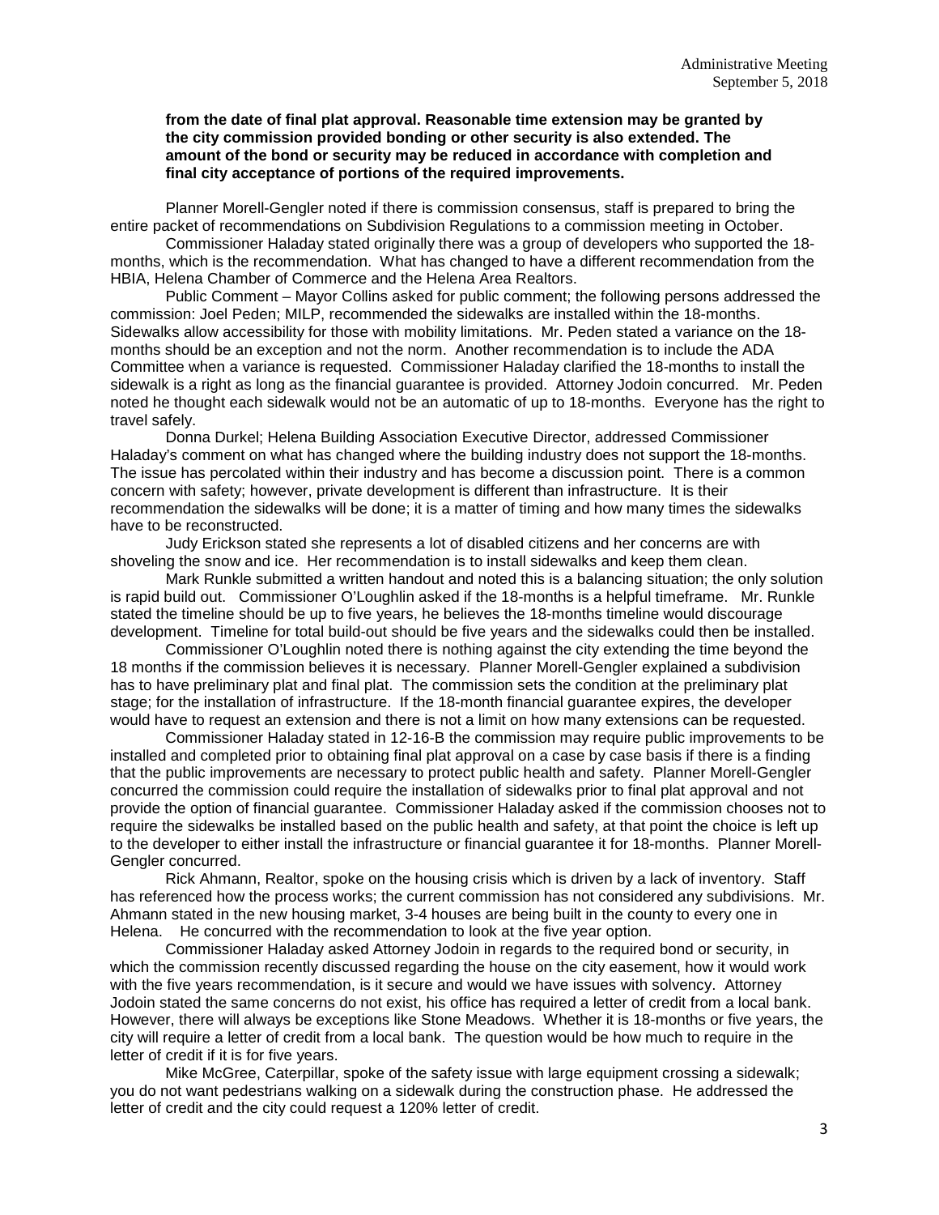**from the date of final plat approval. Reasonable time extension may be granted by the city commission provided bonding or other security is also extended. The amount of the bond or security may be reduced in accordance with completion and final city acceptance of portions of the required improvements.**

Planner Morell-Gengler noted if there is commission consensus, staff is prepared to bring the entire packet of recommendations on Subdivision Regulations to a commission meeting in October.

Commissioner Haladay stated originally there was a group of developers who supported the 18-months, which is the recommendation. What has changed to have a different recommendation from the HBIA, Helena Chamber of Commerce and the Helena Area Realtors.

Public Comment – Mayor Collins asked for public comment; the following persons addressed the commission: Joel Peden; MILP, recommended the sidewalks are installed within the 18-months. Sidewalks allow accessibility for those with mobility limitations. Mr. Peden stated a variance on the 18-months should be an exception and not the norm. Another recommendation is to include the ADA Committee when a variance is requested. Commissioner Haladay clarified the 18-months to install the sidewalk is a right as long as the financial guarantee is provided. Attorney Jodoin concurred. Mr. Peden noted he thought each sidewalk would not be an automatic of up to 18-months. Everyone has the right to travel safely.

Donna Durkel; Helena Building Association Executive Director, addressed Commissioner Haladay's comment on what has changed where the building industry does not support the 18-months. The issue has percolated within their industry and has become a discussion point. There is a common concern with safety; however, private development is different than infrastructure. It is their recommendation the sidewalks will be done; it is a matter of timing and how many times the sidewalks have to be reconstructed.

Judy Erickson stated she represents a lot of disabled citizens and her concerns are with shoveling the snow and ice. Her recommendation is to install sidewalks and keep them clean.

Mark Runkle submitted a written handout and noted this is a balancing situation; the only solution is rapid build out. Commissioner O'Loughlin asked if the 18-months is a helpful timeframe. Mr. Runkle stated the timeline should be up to five years, he believes the 18-months timeline would discourage development. Timeline for total build-out should be five years and the sidewalks could then be installed.

Commissioner O'Loughlin noted there is nothing against the city extending the time beyond the 18 months if the commission believes it is necessary. Planner Morell-Gengler explained a subdivision has to have preliminary plat and final plat. The commission sets the condition at the preliminary plat stage; for the installation of infrastructure. If the 18-month financial guarantee expires, the developer would have to request an extension and there is not a limit on how many extensions can be requested.

Commissioner Haladay stated in 12-16-B the commission may require public improvements to be installed and completed prior to obtaining final plat approval on a case by case basis if there is a finding that the public improvements are necessary to protect public health and safety. Planner Morell-Gengler concurred the commission could require the installation of sidewalks prior to final plat approval and not provide the option of financial guarantee. Commissioner Haladay asked if the commission chooses not to require the sidewalks be installed based on the public health and safety, at that point the choice is left up to the developer to either install the infrastructure or financial guarantee it for 18-months. Planner Morell-Gengler concurred.

Rick Ahmann, Realtor, spoke on the housing crisis which is driven by a lack of inventory. Staff has referenced how the process works; the current commission has not considered any subdivisions. Mr. Ahmann stated in the new housing market, 3-4 houses are being built in the county to every one in Helena. He concurred with the recommendation to look at the five year option.

Commissioner Haladay asked Attorney Jodoin in regards to the required bond or security, in which the commission recently discussed regarding the house on the city easement, how it would work with the five years recommendation, is it secure and would we have issues with solvency. Attorney Jodoin stated the same concerns do not exist, his office has required a letter of credit from a local bank. However, there will always be exceptions like Stone Meadows. Whether it is 18-months or five years, the city will require a letter of credit from a local bank. The question would be how much to require in the letter of credit if it is for five years.

Mike McGree, Caterpillar, spoke of the safety issue with large equipment crossing a sidewalk; you do not want pedestrians walking on a sidewalk during the construction phase. He addressed the letter of credit and the city could request a 120% letter of credit.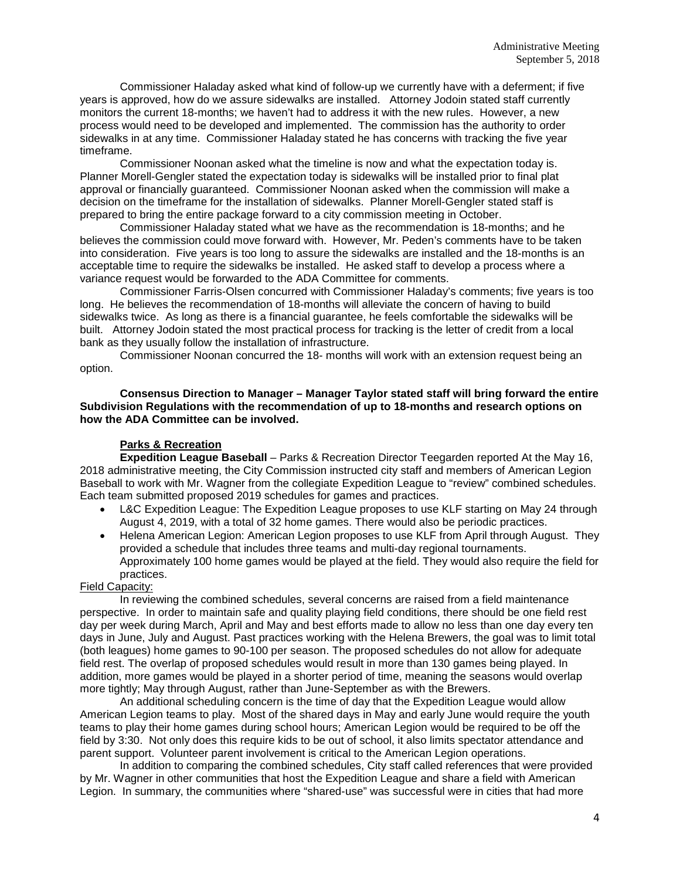Commissioner Haladay asked what kind of follow-up we currently have with a deferment; if five years is approved, how do we assure sidewalks are installed. Attorney Jodoin stated staff currently monitors the current 18-months; we haven't had to address it with the new rules. However, a new process would need to be developed and implemented. The commission has the authority to order sidewalks in at any time. Commissioner Haladay stated he has concerns with tracking the five year timeframe.

Commissioner Noonan asked what the timeline is now and what the expectation today is. Planner Morell-Gengler stated the expectation today is sidewalks will be installed prior to final plat approval or financially guaranteed. Commissioner Noonan asked when the commission will make a decision on the timeframe for the installation of sidewalks. Planner Morell-Gengler stated staff is prepared to bring the entire package forward to a city commission meeting in October.

Commissioner Haladay stated what we have as the recommendation is 18-months; and he believes the commission could move forward with. However, Mr. Peden's comments have to be taken into consideration. Five years is too long to assure the sidewalks are installed and the 18-months is an acceptable time to require the sidewalks be installed. He asked staff to develop a process where a variance request would be forwarded to the ADA Committee for comments.

Commissioner Farris-Olsen concurred with Commissioner Haladay's comments; five years is too long. He believes the recommendation of 18-months will alleviate the concern of having to build sidewalks twice. As long as there is a financial guarantee, he feels comfortable the sidewalks will be built. Attorney Jodoin stated the most practical process for tracking is the letter of credit from a local bank as they usually follow the installation of infrastructure.

Commissioner Noonan concurred the 18- months will work with an extension request being an option.

**Consensus Direction to Manager – Manager Taylor stated staff will bring forward the entire Subdivision Regulations with the recommendation of up to 18-months and research options on how the ADA Committee can be involved.**

**Parks & Recreation**

**Expedition League Baseball** – Parks & Recreation Director Teegarden reported At the May 16, 2018 administrative meeting, the City Commission instructed city staff and members of American Legion Baseball to work with Mr. Wagner from the collegiate Expedition League to "review" combined schedules. Each team submitted proposed 2019 schedules for games and practices.

- L&C Expedition League: The Expedition League proposes to use KLF starting on May 24 through August 4, 2019, with a total of 32 home games. There would also be periodic practices.
- Helena American Legion: American Legion proposes to use KLF from April through August. They provided a schedule that includes three teams and multi-day regional tournaments. Approximately 100 home games would be played at the field. They would also require the field for practices.

Field Capacity:

In reviewing the combined schedules, several concerns are raised from a field maintenance perspective. In order to maintain safe and quality playing field conditions, there should be one field rest day per week during March, April and May and best efforts made to allow no less than one day every ten days in June, July and August. Past practices working with the Helena Brewers, the goal was to limit total (both leagues) home games to 90-100 per season. The proposed schedules do not allow for adequate field rest. The overlap of proposed schedules would result in more than 130 games being played. In addition, more games would be played in a shorter period of time, meaning the seasons would overlap more tightly; May through August, rather than June-September as with the Brewers.

An additional scheduling concern is the time of day that the Expedition League would allow American Legion teams to play. Most of the shared days in May and early June would require the youth teams to play their home games during school hours; American Legion would be required to be off the field by 3:30. Not only does this require kids to be out of school, it also limits spectator attendance and parent support. Volunteer parent involvement is critical to the American Legion operations.

In addition to comparing the combined schedules, City staff called references that were provided by Mr. Wagner in other communities that host the Expedition League and share a field with American Legion. In summary, the communities where "shared-use" was successful were in cities that had more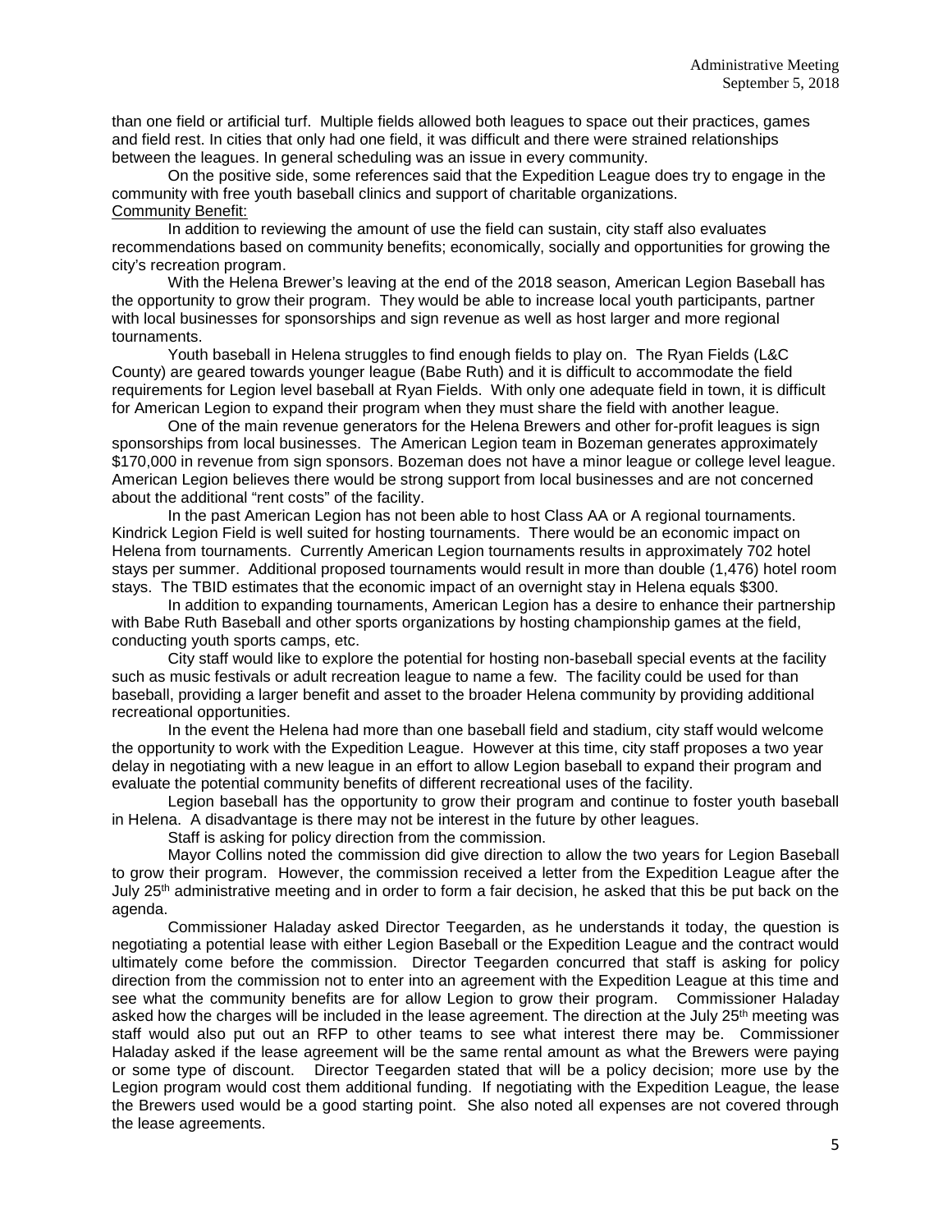than one field or artificial turf. Multiple fields allowed both leagues to space out their practices, games and field rest. In cities that only had one field, it was difficult and there were strained relationships between the leagues. In general scheduling was an issue in every community.

On the positive side, some references said that the Expedition League does try to engage in the community with free youth baseball clinics and support of charitable organizations.

Community Benefit:

In addition to reviewing the amount of use the field can sustain, city staff also evaluates recommendations based on community benefits; economically, socially and opportunities for growing the city's recreation program.

With the Helena Brewer's leaving at the end of the 2018 season, American Legion Baseball has the opportunity to grow their program. They would be able to increase local youth participants, partner with local businesses for sponsorships and sign revenue as well as host larger and more regional tournaments.

Youth baseball in Helena struggles to find enough fields to play on. The Ryan Fields (L&C County) are geared towards younger league (Babe Ruth) and it is difficult to accommodate the field requirements for Legion level baseball at Ryan Fields. With only one adequate field in town, it is difficult for American Legion to expand their program when they must share the field with another league.

One of the main revenue generators for the Helena Brewers and other for-profit leagues is sign sponsorships from local businesses. The American Legion team in Bozeman generates approximately $170,000 in revenue from sign sponsors. Bozeman does not have a minor league or college level league. American Legion believes there would be strong support from local businesses and are not concerned about the additional "rent costs" of the facility.

In the past American Legion has not been able to host Class AA or A regional tournaments. Kindrick Legion Field is well suited for hosting tournaments. There would be an economic impact on Helena from tournaments. Currently American Legion tournaments results in approximately 702 hotel stays per summer. Additional proposed tournaments would result in more than double (1,476) hotel room stays. The TBID estimates that the economic impact of an overnight stay in Helena equals $300.

In addition to expanding tournaments, American Legion has a desire to enhance their partnership with Babe Ruth Baseball and other sports organizations by hosting championship games at the field, conducting youth sports camps, etc.

City staff would like to explore the potential for hosting non-baseball special events at the facility such as music festivals or adult recreation league to name a few. The facility could be used for than baseball, providing a larger benefit and asset to the broader Helena community by providing additional recreational opportunities.

In the event the Helena had more than one baseball field and stadium, city staff would welcome the opportunity to work with the Expedition League. However at this time, city staff proposes a two year delay in negotiating with a new league in an effort to allow Legion baseball to expand their program and evaluate the potential community benefits of different recreational uses of the facility.

Legion baseball has the opportunity to grow their program and continue to foster youth baseball in Helena. A disadvantage is there may not be interest in the future by other leagues.

Staff is asking for policy direction from the commission.

Mayor Collins noted the commission did give direction to allow the two years for Legion Baseball to grow their program. However, the commission received a letter from the Expedition League after the July 25th administrative meeting and in order to form a fair decision, he asked that this be put back on the agenda.

Commissioner Haladay asked Director Teegarden, as he understands it today, the question is negotiating a potential lease with either Legion Baseball or the Expedition League and the contract would ultimately come before the commission. Director Teegarden concurred that staff is asking for policy direction from the commission not to enter into an agreement with the Expedition League at this time and see what the community benefits are for allow Legion to grow their program. Commissioner Haladay asked how the charges will be included in the lease agreement. The direction at the July 25th meeting was staff would also put out an RFP to other teams to see what interest there may be. Commissioner Haladay asked if the lease agreement will be the same rental amount as what the Brewers were paying or some type of discount. Director Teegarden stated that will be a policy decision; more use by the Legion program would cost them additional funding. If negotiating with the Expedition League, the lease the Brewers used would be a good starting point. She also noted all expenses are not covered through the lease agreements.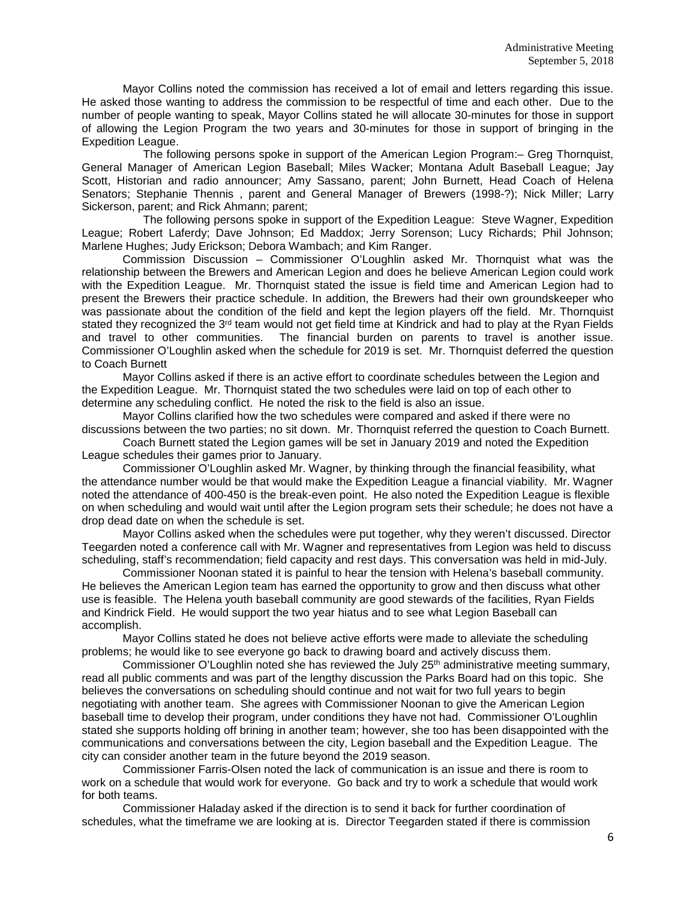Mayor Collins noted the commission has received a lot of email and letters regarding this issue. He asked those wanting to address the commission to be respectful of time and each other. Due to the number of people wanting to speak, Mayor Collins stated he will allocate 30-minutes for those in support of allowing the Legion Program the two years and 30-minutes for those in support of bringing in the Expedition League.

The following persons spoke in support of the American Legion Program:– Greg Thornquist, General Manager of American Legion Baseball; Miles Wacker; Montana Adult Baseball League; Jay Scott, Historian and radio announcer; Amy Sassano, parent; John Burnett, Head Coach of Helena Senators; Stephanie Thennis , parent and General Manager of Brewers (1998-?); Nick Miller; Larry Sickerson, parent; and Rick Ahmann; parent;

The following persons spoke in support of the Expedition League: Steve Wagner, Expedition League; Robert Laferdy; Dave Johnson; Ed Maddox; Jerry Sorenson; Lucy Richards; Phil Johnson; Marlene Hughes; Judy Erickson; Debora Wambach; and Kim Ranger.

Commission Discussion – Commissioner O'Loughlin asked Mr. Thornquist what was the relationship between the Brewers and American Legion and does he believe American Legion could work with the Expedition League. Mr. Thornquist stated the issue is field time and American Legion had to present the Brewers their practice schedule. In addition, the Brewers had their own groundskeeper who was passionate about the condition of the field and kept the legion players off the field. Mr. Thornquist stated they recognized the 3rd team would not get field time at Kindrick and had to play at the Ryan Fields and travel to other communities. The financial burden on parents to travel is another issue. Commissioner O'Loughlin asked when the schedule for 2019 is set. Mr. Thornquist deferred the question to Coach Burnett

Mayor Collins asked if there is an active effort to coordinate schedules between the Legion and the Expedition League. Mr. Thornquist stated the two schedules were laid on top of each other to determine any scheduling conflict. He noted the risk to the field is also an issue.

Mayor Collins clarified how the two schedules were compared and asked if there were no discussions between the two parties; no sit down. Mr. Thornquist referred the question to Coach Burnett.

Coach Burnett stated the Legion games will be set in January 2019 and noted the Expedition League schedules their games prior to January.

Commissioner O'Loughlin asked Mr. Wagner, by thinking through the financial feasibility, what the attendance number would be that would make the Expedition League a financial viability. Mr. Wagner noted the attendance of 400-450 is the break-even point. He also noted the Expedition League is flexible on when scheduling and would wait until after the Legion program sets their schedule; he does not have a drop dead date on when the schedule is set.

Mayor Collins asked when the schedules were put together, why they weren't discussed. Director Teegarden noted a conference call with Mr. Wagner and representatives from Legion was held to discuss scheduling, staff's recommendation; field capacity and rest days. This conversation was held in mid-July.

Commissioner Noonan stated it is painful to hear the tension with Helena's baseball community. He believes the American Legion team has earned the opportunity to grow and then discuss what other use is feasible. The Helena youth baseball community are good stewards of the facilities, Ryan Fields and Kindrick Field. He would support the two year hiatus and to see what Legion Baseball can accomplish.

Mayor Collins stated he does not believe active efforts were made to alleviate the scheduling problems; he would like to see everyone go back to drawing board and actively discuss them.

Commissioner O'Loughlin noted she has reviewed the July 25th administrative meeting summary, read all public comments and was part of the lengthy discussion the Parks Board had on this topic. She believes the conversations on scheduling should continue and not wait for two full years to begin negotiating with another team. She agrees with Commissioner Noonan to give the American Legion baseball time to develop their program, under conditions they have not had. Commissioner O'Loughlin stated she supports holding off brining in another team; however, she too has been disappointed with the communications and conversations between the city, Legion baseball and the Expedition League. The city can consider another team in the future beyond the 2019 season.

Commissioner Farris-Olsen noted the lack of communication is an issue and there is room to work on a schedule that would work for everyone. Go back and try to work a schedule that would work for both teams.

Commissioner Haladay asked if the direction is to send it back for further coordination of schedules, what the timeframe we are looking at is. Director Teegarden stated if there is commission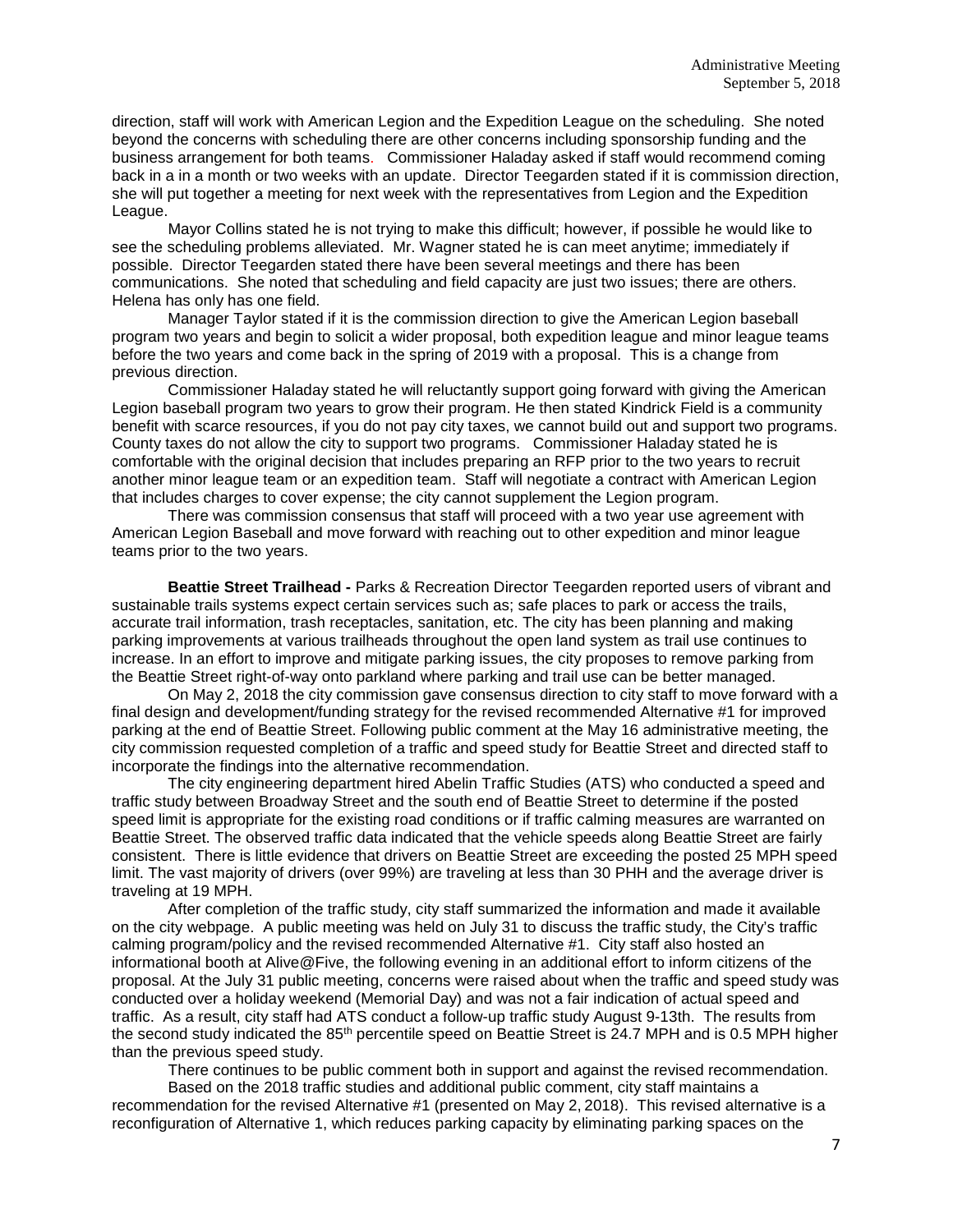direction, staff will work with American Legion and the Expedition League on the scheduling. She noted beyond the concerns with scheduling there are other concerns including sponsorship funding and the business arrangement for both teams. Commissioner Haladay asked if staff would recommend coming back in a in a month or two weeks with an update. Director Teegarden stated if it is commission direction, she will put together a meeting for next week with the representatives from Legion and the Expedition League.

Mayor Collins stated he is not trying to make this difficult; however, if possible he would like to see the scheduling problems alleviated. Mr. Wagner stated he is can meet anytime; immediately if possible. Director Teegarden stated there have been several meetings and there has been communications. She noted that scheduling and field capacity are just two issues; there are others. Helena has only has one field.

Manager Taylor stated if it is the commission direction to give the American Legion baseball program two years and begin to solicit a wider proposal, both expedition league and minor league teams before the two years and come back in the spring of 2019 with a proposal. This is a change from previous direction.

Commissioner Haladay stated he will reluctantly support going forward with giving the American Legion baseball program two years to grow their program. He then stated Kindrick Field is a community benefit with scarce resources, if you do not pay city taxes, we cannot build out and support two programs. County taxes do not allow the city to support two programs. Commissioner Haladay stated he is comfortable with the original decision that includes preparing an RFP prior to the two years to recruit another minor league team or an expedition team. Staff will negotiate a contract with American Legion that includes charges to cover expense; the city cannot supplement the Legion program.

There was commission consensus that staff will proceed with a two year use agreement with American Legion Baseball and move forward with reaching out to other expedition and minor league teams prior to the two years.

**Beattie Street Trailhead -** Parks & Recreation Director Teegarden reported users of vibrant and sustainable trails systems expect certain services such as; safe places to park or access the trails, accurate trail information, trash receptacles, sanitation, etc. The city has been planning and making parking improvements at various trailheads throughout the open land system as trail use continues to increase. In an effort to improve and mitigate parking issues, the city proposes to remove parking from the Beattie Street right-of-way onto parkland where parking and trail use can be better managed.

On May 2, 2018 the city commission gave consensus direction to city staff to move forward with a final design and development/funding strategy for the revised recommended Alternative #1 for improved parking at the end of Beattie Street. Following public comment at the May 16 administrative meeting, the city commission requested completion of a traffic and speed study for Beattie Street and directed staff to incorporate the findings into the alternative recommendation.

The city engineering department hired Abelin Traffic Studies (ATS) who conducted a speed and traffic study between Broadway Street and the south end of Beattie Street to determine if the posted speed limit is appropriate for the existing road conditions or if traffic calming measures are warranted on Beattie Street. The observed traffic data indicated that the vehicle speeds along Beattie Street are fairly consistent. There is little evidence that drivers on Beattie Street are exceeding the posted 25 MPH speed limit. The vast majority of drivers (over 99%) are traveling at less than 30 PHH and the average driver is traveling at 19 MPH.

After completion of the traffic study, city staff summarized the information and made it available on the city webpage. A public meeting was held on July 31 to discuss the traffic study, the City's traffic calming program/policy and the revised recommended Alternative #1. City staff also hosted an informational booth at Alive@Five, the following evening in an additional effort to inform citizens of the proposal. At the July 31 public meeting, concerns were raised about when the traffic and speed study was conducted over a holiday weekend (Memorial Day) and was not a fair indication of actual speed and traffic. As a result, city staff had ATS conduct a follow-up traffic study August 9-13th. The results from the second study indicated the 85th percentile speed on Beattie Street is 24.7 MPH and is 0.5 MPH higher than the previous speed study.

There continues to be public comment both in support and against the revised recommendation.

Based on the 2018 traffic studies and additional public comment, city staff maintains a recommendation for the revised Alternative #1 (presented on May 2, 2018). This revised alternative is a reconfiguration of Alternative 1, which reduces parking capacity by eliminating parking spaces on the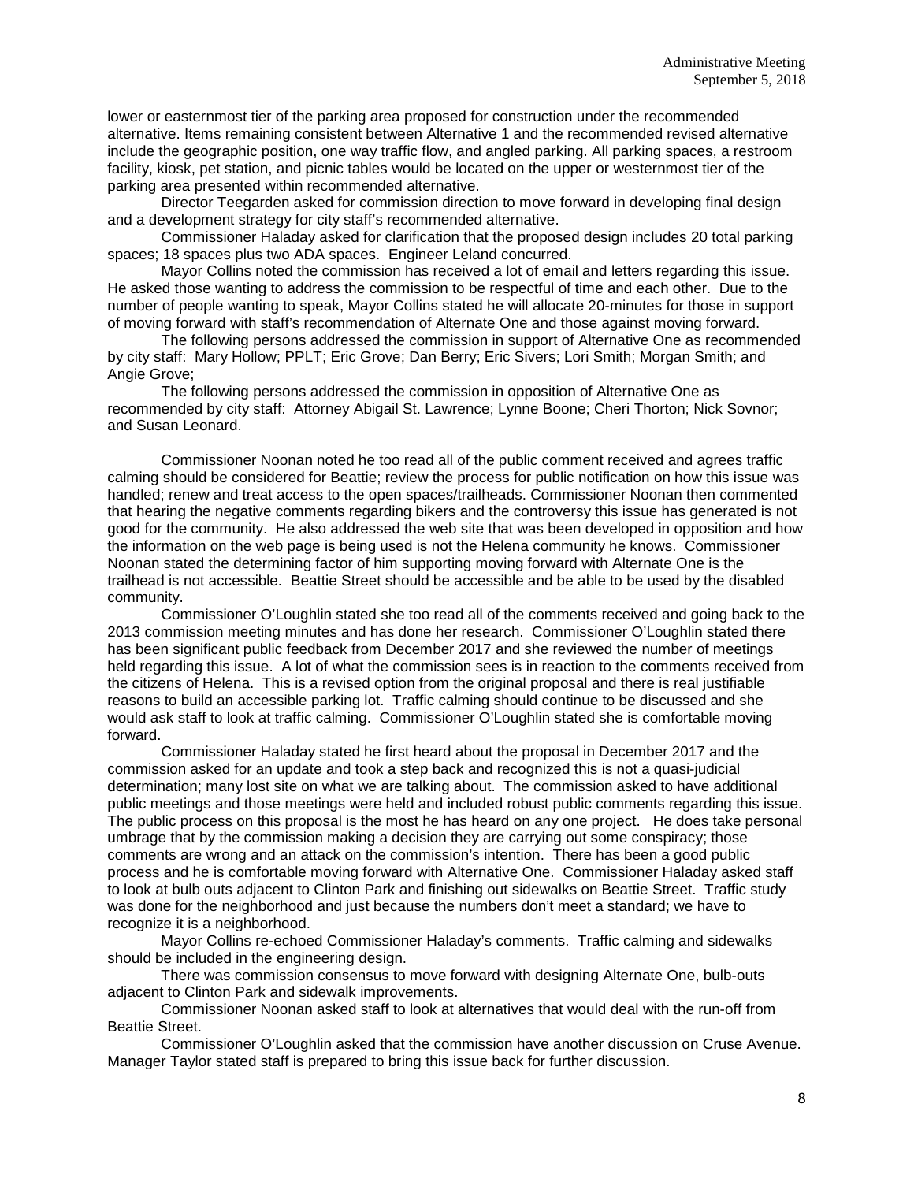lower or easternmost tier of the parking area proposed for construction under the recommended alternative. Items remaining consistent between Alternative 1 and the recommended revised alternative include the geographic position, one way traffic flow, and angled parking. All parking spaces, a restroom facility, kiosk, pet station, and picnic tables would be located on the upper or westernmost tier of the parking area presented within recommended alternative.

Director Teegarden asked for commission direction to move forward in developing final design and a development strategy for city staff's recommended alternative.

Commissioner Haladay asked for clarification that the proposed design includes 20 total parking spaces; 18 spaces plus two ADA spaces. Engineer Leland concurred.

Mayor Collins noted the commission has received a lot of email and letters regarding this issue. He asked those wanting to address the commission to be respectful of time and each other. Due to the number of people wanting to speak, Mayor Collins stated he will allocate 20-minutes for those in support of moving forward with staff's recommendation of Alternate One and those against moving forward.

The following persons addressed the commission in support of Alternative One as recommended by city staff: Mary Hollow; PPLT; Eric Grove; Dan Berry; Eric Sivers; Lori Smith; Morgan Smith; and Angie Grove;

The following persons addressed the commission in opposition of Alternative One as recommended by city staff: Attorney Abigail St. Lawrence; Lynne Boone; Cheri Thorton; Nick Sovnor; and Susan Leonard.

Commissioner Noonan noted he too read all of the public comment received and agrees traffic calming should be considered for Beattie; review the process for public notification on how this issue was handled; renew and treat access to the open spaces/trailheads. Commissioner Noonan then commented that hearing the negative comments regarding bikers and the controversy this issue has generated is not good for the community. He also addressed the web site that was been developed in opposition and how the information on the web page is being used is not the Helena community he knows. Commissioner Noonan stated the determining factor of him supporting moving forward with Alternate One is the trailhead is not accessible. Beattie Street should be accessible and be able to be used by the disabled community.

Commissioner O'Loughlin stated she too read all of the comments received and going back to the 2013 commission meeting minutes and has done her research. Commissioner O'Loughlin stated there has been significant public feedback from December 2017 and she reviewed the number of meetings held regarding this issue. A lot of what the commission sees is in reaction to the comments received from the citizens of Helena. This is a revised option from the original proposal and there is real justifiable reasons to build an accessible parking lot. Traffic calming should continue to be discussed and she would ask staff to look at traffic calming. Commissioner O'Loughlin stated she is comfortable moving forward.

Commissioner Haladay stated he first heard about the proposal in December 2017 and the commission asked for an update and took a step back and recognized this is not a quasi-judicial determination; many lost site on what we are talking about. The commission asked to have additional public meetings and those meetings were held and included robust public comments regarding this issue. The public process on this proposal is the most he has heard on any one project. He does take personal umbrage that by the commission making a decision they are carrying out some conspiracy; those comments are wrong and an attack on the commission's intention. There has been a good public process and he is comfortable moving forward with Alternative One. Commissioner Haladay asked staff to look at bulb outs adjacent to Clinton Park and finishing out sidewalks on Beattie Street. Traffic study was done for the neighborhood and just because the numbers don't meet a standard; we have to recognize it is a neighborhood.

Mayor Collins re-echoed Commissioner Haladay's comments. Traffic calming and sidewalks should be included in the engineering design.

There was commission consensus to move forward with designing Alternate One, bulb-outs adjacent to Clinton Park and sidewalk improvements.

Commissioner Noonan asked staff to look at alternatives that would deal with the run-off from Beattie Street.

Commissioner O'Loughlin asked that the commission have another discussion on Cruse Avenue. Manager Taylor stated staff is prepared to bring this issue back for further discussion.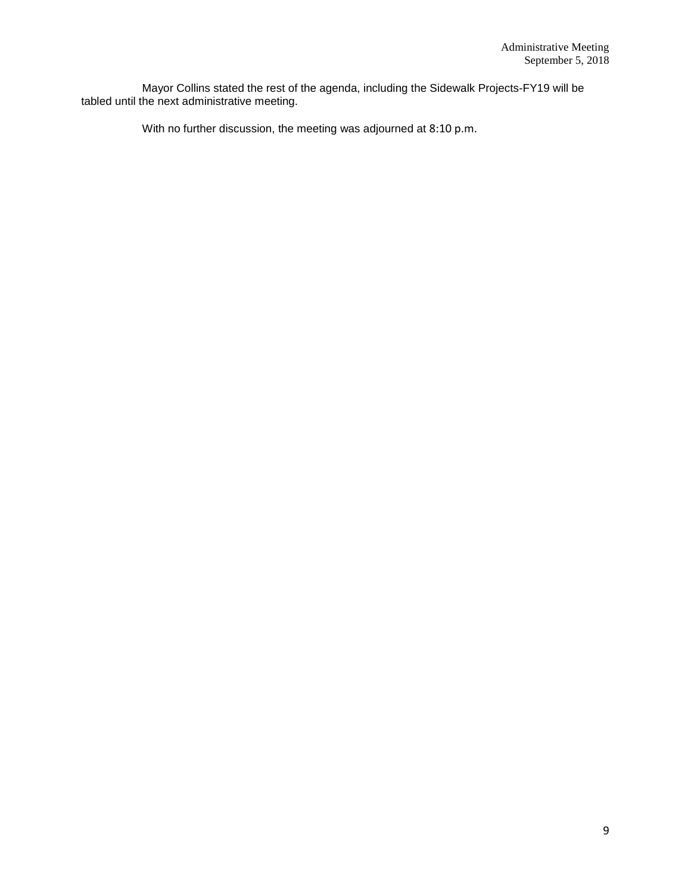Mayor Collins stated the rest of the agenda, including the Sidewalk Projects-FY19 will be tabled until the next administrative meeting.

With no further discussion, the meeting was adjourned at 8:10 p.m.